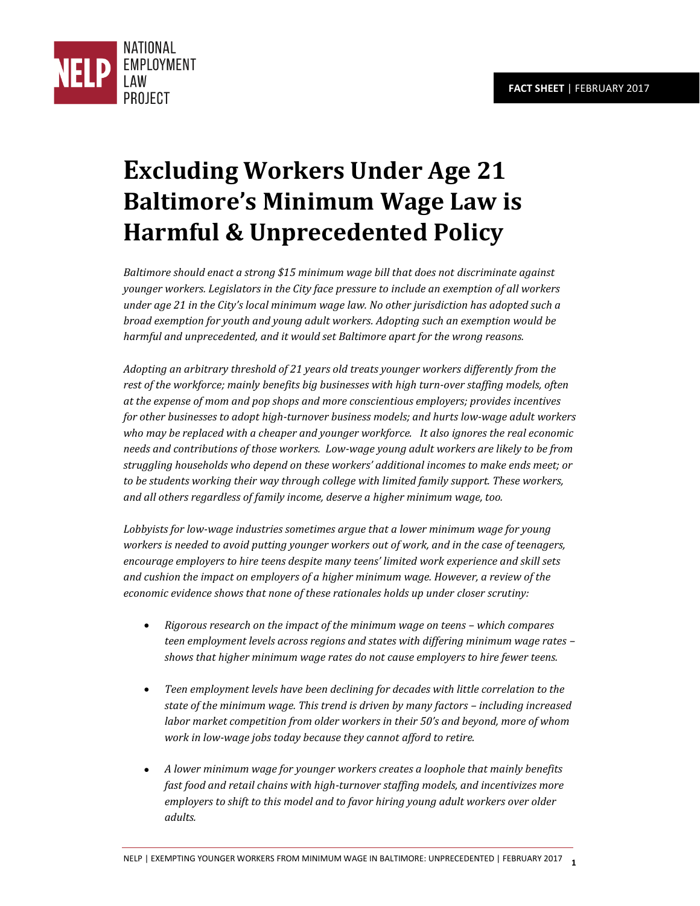NATIONAL EMPLOYMENT LAW PROJECT

**FACT SHEET** | FEBRUARY 2017

# Excluding Workers Under Age 21 Baltimore's Minimum Wage Law is Harmful & Unprecedented Policy

*Baltimore should enact a strong $15 minimum wage bill that does not discriminate against younger workers. Legislators in the City face pressure to include an exemption of all workers under age 21 in the City's local minimum wage law. No other jurisdiction has adopted such a broad exemption for youth and young adult workers. Adopting such an exemption would be harmful and unprecedented, and it would set Baltimore apart for the wrong reasons.*

*Adopting an arbitrary threshold of 21 years old treats younger workers differently from the rest of the workforce; mainly benefits big businesses with high turn-over staffing models, often at the expense of mom and pop shops and more conscientious employers; provides incentives for other businesses to adopt high-turnover business models; and hurts low-wage adult workers who may be replaced with a cheaper and younger workforce. It also ignores the real economic needs and contributions of those workers. Low-wage young adult workers are likely to be from struggling households who depend on these workers' additional incomes to make ends meet; or to be students working their way through college with limited family support. These workers, and all others regardless of family income, deserve a higher minimum wage, too.*

*Lobbyists for low-wage industries sometimes argue that a lower minimum wage for young workers is needed to avoid putting younger workers out of work, and in the case of teenagers, encourage employers to hire teens despite many teens' limited work experience and skill sets and cushion the impact on employers of a higher minimum wage. However, a review of the economic evidence shows that none of these rationales holds up under closer scrutiny:*

- *Rigorous research on the impact of the minimum wage on teens – which compares teen employment levels across regions and states with differing minimum wage rates – shows that higher minimum wage rates do not cause employers to hire fewer teens.*
- *Teen employment levels have been declining for decades with little correlation to the state of the minimum wage. This trend is driven by many factors – including increased labor market competition from older workers in their 50's and beyond, more of whom work in low-wage jobs today because they cannot afford to retire.*
- *A lower minimum wage for younger workers creates a loophole that mainly benefits fast food and retail chains with high-turnover staffing models, and incentivizes more employers to shift to this model and to favor hiring young adult workers over older adults.*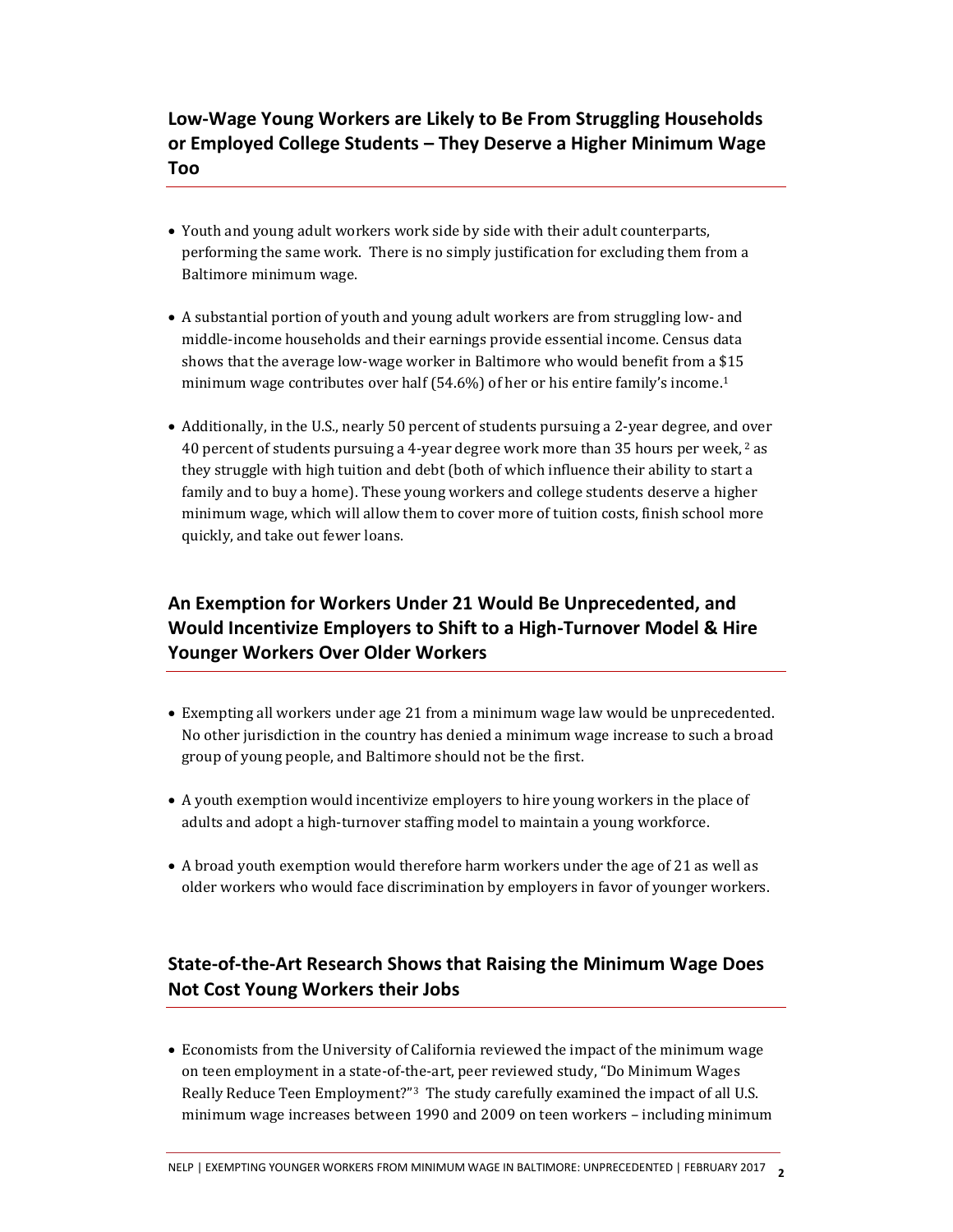## Low-Wage Young Workers are Likely to Be From Struggling Households or Employed College Students – They Deserve a Higher Minimum Wage Too

- Youth and young adult workers work side by side with their adult counterparts, performing the same work. There is no simply justification for excluding them from a Baltimore minimum wage.
- A substantial portion of youth and young adult workers are from struggling low- and middle-income households and their earnings provide essential income. Census data shows that the average low-wage worker in Baltimore who would benefit from a $15 minimum wage contributes over half (54.6%) of her or his entire family's income.[1]
- Additionally, in the U.S., nearly 50 percent of students pursuing a 2-year degree, and over 40 percent of students pursuing a 4-year degree work more than 35 hours per week, [2] as they struggle with high tuition and debt (both of which influence their ability to start a family and to buy a home). These young workers and college students deserve a higher minimum wage, which will allow them to cover more of tuition costs, finish school more quickly, and take out fewer loans.

## An Exemption for Workers Under 21 Would Be Unprecedented, and Would Incentivize Employers to Shift to a High-Turnover Model & Hire Younger Workers Over Older Workers

- Exempting all workers under age 21 from a minimum wage law would be unprecedented. No other jurisdiction in the country has denied a minimum wage increase to such a broad group of young people, and Baltimore should not be the first.
- A youth exemption would incentivize employers to hire young workers in the place of adults and adopt a high-turnover staffing model to maintain a young workforce.
- A broad youth exemption would therefore harm workers under the age of 21 as well as older workers who would face discrimination by employers in favor of younger workers.

## State-of-the-Art Research Shows that Raising the Minimum Wage Does Not Cost Young Workers their Jobs

- Economists from the University of California reviewed the impact of the minimum wage on teen employment in a state-of-the-art, peer reviewed study, "Do Minimum Wages Really Reduce Teen Employment?"[3] The study carefully examined the impact of all U.S. minimum wage increases between 1990 and 2009 on teen workers – including minimum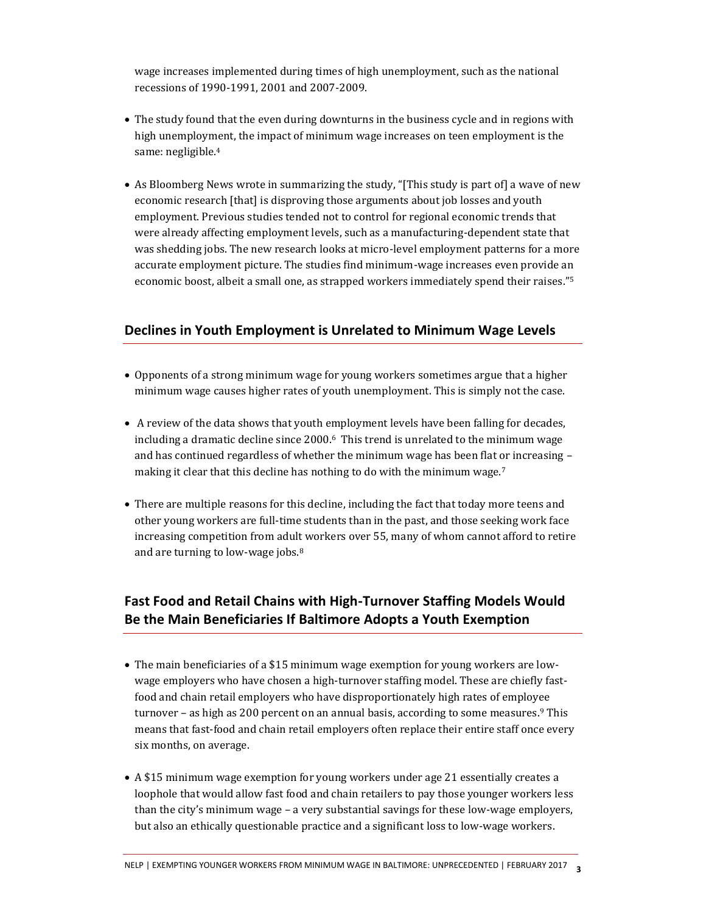wage increases implemented during times of high unemployment, such as the national recessions of 1990-1991, 2001 and 2007-2009.

- The study found that the even during downturns in the business cycle and in regions with high unemployment, the impact of minimum wage increases on teen employment is the same: negligible.[4]

- As Bloomberg News wrote in summarizing the study, "[This study is part of] a wave of new economic research [that] is disproving those arguments about job losses and youth employment. Previous studies tended not to control for regional economic trends that were already affecting employment levels, such as a manufacturing-dependent state that was shedding jobs. The new research looks at micro-level employment patterns for a more accurate employment picture. The studies find minimum-wage increases even provide an economic boost, albeit a small one, as strapped workers immediately spend their raises."[5]

## Declines in Youth Employment is Unrelated to Minimum Wage Levels

- Opponents of a strong minimum wage for young workers sometimes argue that a higher minimum wage causes higher rates of youth unemployment. This is simply not the case.

- A review of the data shows that youth employment levels have been falling for decades, including a dramatic decline since 2000.[6] This trend is unrelated to the minimum wage and has continued regardless of whether the minimum wage has been flat or increasing – making it clear that this decline has nothing to do with the minimum wage.[7]

- There are multiple reasons for this decline, including the fact that today more teens and other young workers are full-time students than in the past, and those seeking work face increasing competition from adult workers over 55, many of whom cannot afford to retire and are turning to low-wage jobs.[8]

## Fast Food and Retail Chains with High-Turnover Staffing Models Would Be the Main Beneficiaries If Baltimore Adopts a Youth Exemption

- The main beneficiaries of a $15 minimum wage exemption for young workers are low-wage employers who have chosen a high-turnover staffing model. These are chiefly fast-food and chain retail employers who have disproportionately high rates of employee turnover – as high as 200 percent on an annual basis, according to some measures.[9] This means that fast-food and chain retail employers often replace their entire staff once every six months, on average.

- A $15 minimum wage exemption for young workers under age 21 essentially creates a loophole that would allow fast food and chain retailers to pay those younger workers less than the city's minimum wage – a very substantial savings for these low-wage employers, but also an ethically questionable practice and a significant loss to low-wage workers.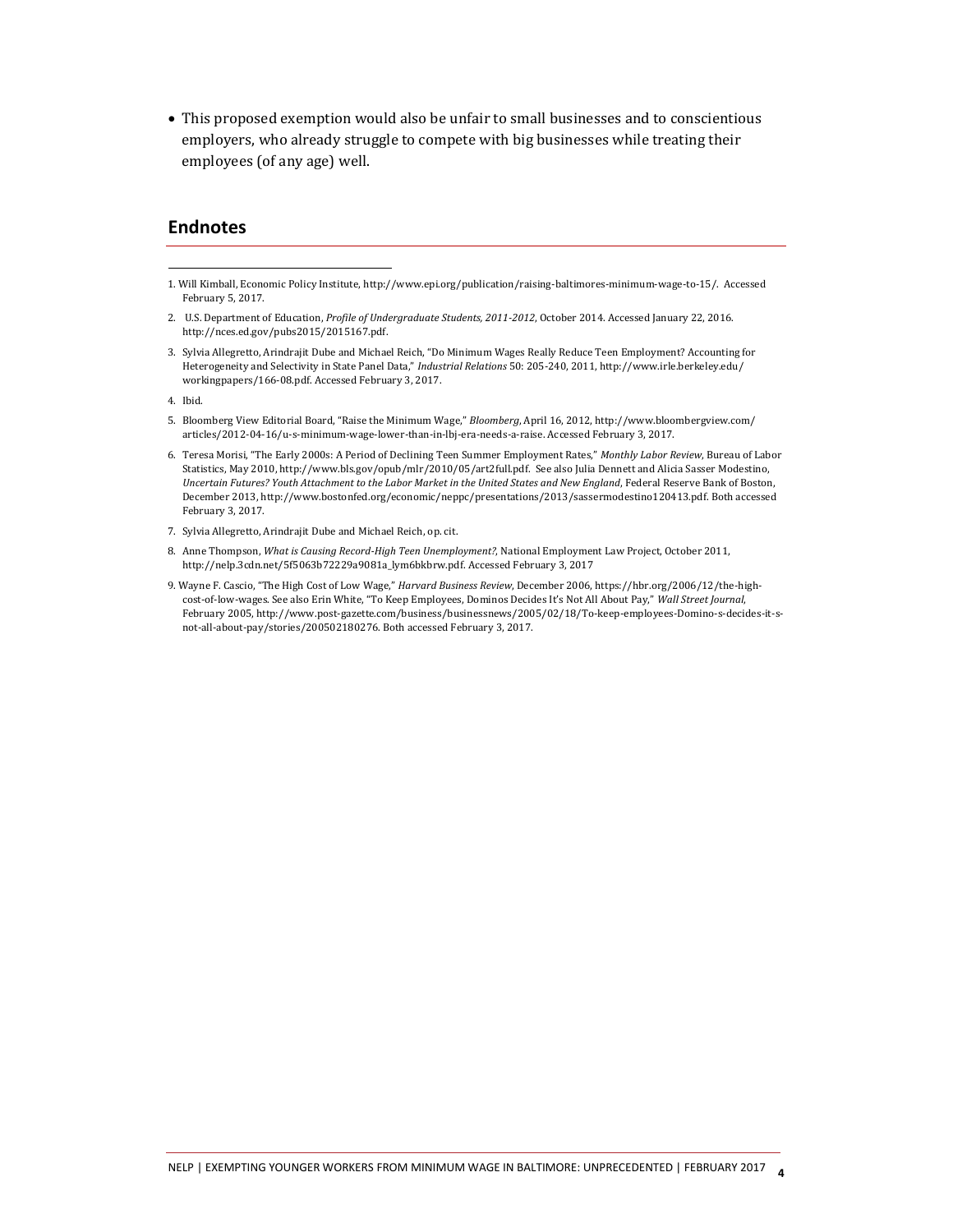- This proposed exemption would also be unfair to small businesses and to conscientious employers, who already struggle to compete with big businesses while treating their employees (of any age) well.

## Endnotes

1. Will Kimball, Economic Policy Institute, http://www.epi.org/publication/raising-baltimores-minimum-wage-to-15/. Accessed February 5, 2017.
2. U.S. Department of Education, *Profile of Undergraduate Students, 2011-2012*, October 2014. Accessed January 22, 2016. http://nces.ed.gov/pubs2015/2015167.pdf.
3. Sylvia Allegretto, Arindrajit Dube and Michael Reich, "Do Minimum Wages Really Reduce Teen Employment? Accounting for Heterogeneity and Selectivity in State Panel Data," *Industrial Relations* 50: 205-240, 2011, http://www.irle.berkeley.edu/workingpapers/166-08.pdf. Accessed February 3, 2017.
4. Ibid.
5. Bloomberg View Editorial Board, "Raise the Minimum Wage," *Bloomberg*, April 16, 2012, http://www.bloombergview.com/articles/2012-04-16/u-s-minimum-wage-lower-than-in-lbj-era-needs-a-raise. Accessed February 3, 2017.
6. Teresa Morisi, "The Early 2000s: A Period of Declining Teen Summer Employment Rates," *Monthly Labor Review*, Bureau of Labor Statistics, May 2010, http://www.bls.gov/opub/mlr/2010/05/art2full.pdf. See also Julia Dennett and Alicia Sasser Modestino, *Uncertain Futures? Youth Attachment to the Labor Market in the United States and New England*, Federal Reserve Bank of Boston, December 2013, http://www.bostonfed.org/economic/neppc/presentations/2013/sassermodestino120413.pdf. Both accessed February 3, 2017.
7. Sylvia Allegretto, Arindrajit Dube and Michael Reich, op. cit.
8. Anne Thompson, *What is Causing Record-High Teen Unemployment?*, National Employment Law Project, October 2011, http://nelp.3cdn.net/5f5063b72229a9081a_lym6bkbrw.pdf. Accessed February 3, 2017
9. Wayne F. Cascio, "The High Cost of Low Wage," *Harvard Business Review*, December 2006, https://hbr.org/2006/12/the-high-cost-of-low-wages. See also Erin White, "To Keep Employees, Dominos Decides It's Not All About Pay," *Wall Street Journal*, February 2005, http://www.post-gazette.com/business/businessnews/2005/02/18/To-keep-employees-Domino-s-decides-it-s-not-all-about-pay/stories/200502180276. Both accessed February 3, 2017.